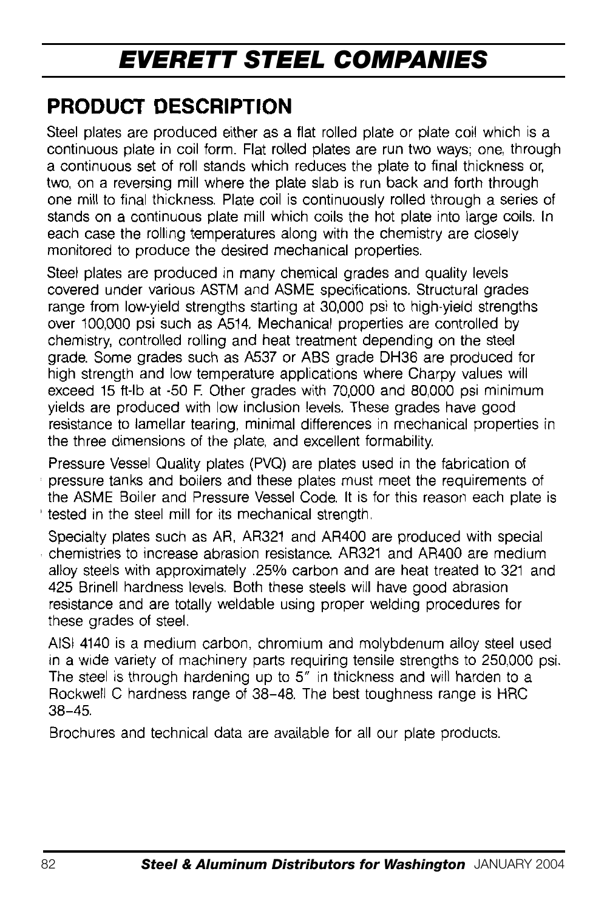# EVERETT STEEL COMPANIES

## PRODUCT DESCRIPTION

Steel plates are produced either as a flat rolled plate or plate coil which is a continuous plate in coil form. Flat rolled plates are run two ways; one, through a continuous set of roll stands which reduces the plate to final thickness or, two, on a reversing mill where the plate slab is run back and forth through one mill to final thickness. Plate coil is continuously rolled through a series of stands on a continuous plate mill which coils the hot plate into large coils. In each case the rolling temperatures along with the chemistry are closely monitored to produce the desired mechanical properties.

Steel plates are produced in many chemical grades and quality levels covered under various ASTM and ASME specifications. Structural grades range from low-yield strengths starting at 30,000 psi to high-yield strengths over 100,000 psi such as A514. Mechanical properties are controlled by chemistry, controlled rolling and heat treatment depending on the steel grade. Some grades such as A537 or ABS grade DH36 are produced for high strength and low temperature applications where Charpy values will exceed 15 ft-lb at -50 F. Other grades with 70,000 and 80,000 psi minimum yields are produced with low inclusion levels. These grades have good resistance to lamellar tearing, minimal differences in mechanical properties in the three dimensions of the plate, and excellent formability.

Pressure Vessel Quality plates (PVQ) are plates used in the fabrication of pressure tanks and boilers and these plates must meet the requirements of the ASME Boiler and Pressure Vessel Code. It is for this reason each plate is tested in the steel mill for its mechanical strength.

Specialty plates such as AR, AR321 and AR400 are produced with special chemistries to increase abrasion resistance. AR321 and AR400 are medium alloy steels with approximately .25% carbon and are heat treated to 321 and 425 Brinell hardness levels. Both these steels will have good abrasion resistance and are totally weldable using proper welding procedures for these grades of steel.

AISI 4140 is a medium carbon, chromium and molybdenum alloy steel used in a wide variety of machinery parts requiring tensile strengths to 250,000 psi. The steel is through hardening up to 5" in thickness and will harden to a Rockwell C hardness range of 38–48. The best toughness range is HRC 38–45.

Brochures and technical data are available for all our plate products.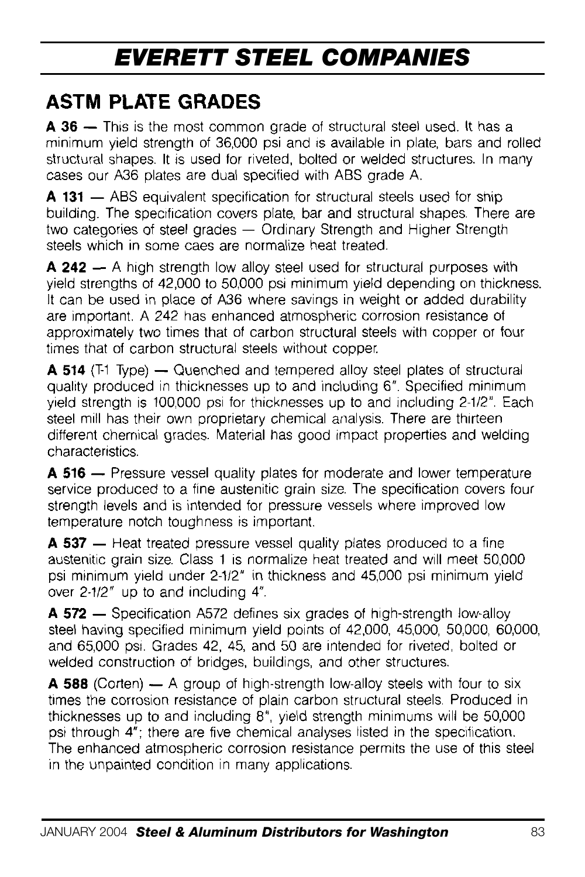# EVERETT STEEL COMPANIES

## ASTM PLATE GRADES

**A 36** — This is the most common grade of structural steel used. It has a minimum yield strength of 36,000 psi and is available in plate, bars and rolled structural shapes. It is used for riveted, bolted or welded structures. In many cases our A36 plates are dual specified with ABS grade A.

**A 131** — ABS equivalent specification for structural steels used for ship building. The specification covers plate, bar and structural shapes. There are two categories of steel grades — Ordinary Strength and Higher Strength steels which in some caes are normalize heat treated.

**A 242** — A high strength low alloy steel used for structural purposes with yield strengths of 42,000 to 50,000 psi minimum yield depending on thickness. It can be used in place of A36 where savings in weight or added durability are important. A 242 has enhanced atmospheric corrosion resistance of approximately two times that of carbon structural steels with copper or four times that of carbon structural steels without copper.

**A 514** (T-1 Type) — Quenched and tempered alloy steel plates of structural quality produced in thicknesses up to and including 6". Specified minimum yield strength is 100,000 psi for thicknesses up to and including 2-1/2". Each steel mill has their own proprietary chemical analysis. There are thirteen different chemical grades. Material has good impact properties and welding characteristics.

**A 516** — Pressure vessel quality plates for moderate and lower temperature service produced to a fine austenitic grain size. The specification covers four strength levels and is intended for pressure vessels where improved low temperature notch toughness is important.

**A 537** — Heat treated pressure vessel quality plates produced to a fine austenitic grain size. Class 1 is normalize heat treated and will meet 50,000 psi minimum yield under 2-1/2" in thickness and 45,000 psi minimum yield over 2-1/2" up to and including 4".

**A 572** — Specification A572 defines six grades of high-strength low-alloy steel having specified minimum yield points of 42,000, 45,000, 50,000, 60,000, and 65,000 psi. Grades 42, 45, and 50 are intended for riveted, bolted or welded construction of bridges, buildings, and other structures.

**A 588** (Corten) — A group of high-strength low-alloy steels with four to six times the corrosion resistance of plain carbon structural steels. Produced in thicknesses up to and including 8", yield strength minimums will be 50,000 psi through 4"; there are five chemical analyses listed in the specification. The enhanced atmospheric corrosion resistance permits the use of this steel in the unpainted condition in many applications.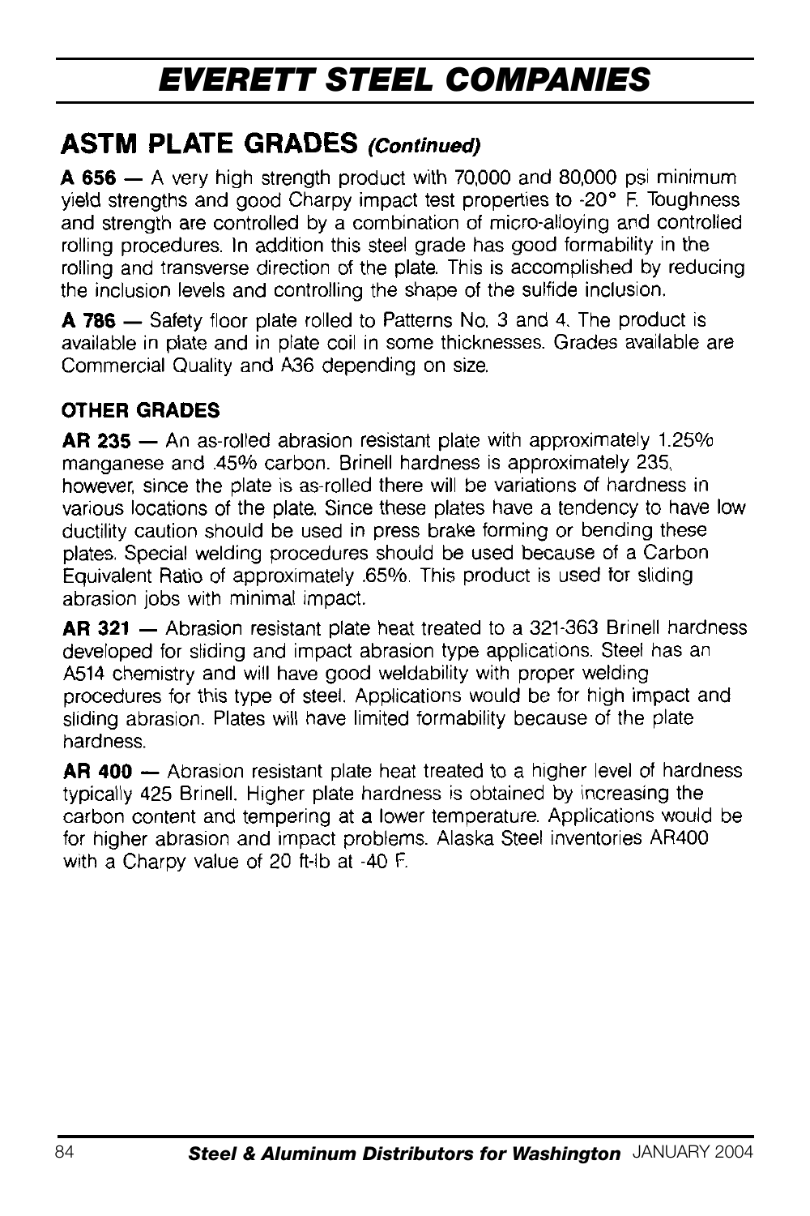## ASTM PLATE GRADES *(Continued)*

**A 656** — A very high strength product with 70,000 and 80,000 psi minimum yield strengths and good Charpy impact test properties to -20° F. Toughness and strength are controlled by a combination of micro-alloying and controlled rolling procedures. In addition this steel grade has good formability in the rolling and transverse direction of the plate. This is accomplished by reducing the inclusion levels and controlling the shape of the sulfide inclusion.

**A 786** — Safety floor plate rolled to Patterns No. 3 and 4. The product is available in plate and in plate coil in some thicknesses. Grades available are Commercial Quality and A36 depending on size.

### OTHER GRADES

**AR 235** — An as-rolled abrasion resistant plate with approximately 1.25% manganese and .45% carbon. Brinell hardness is approximately 235, however, since the plate is as-rolled there will be variations of hardness in various locations of the plate. Since these plates have a tendency to have low ductility caution should be used in press brake forming or bending these plates. Special welding procedures should be used because of a Carbon Equivalent Ratio of approximately .65%. This product is used for sliding abrasion jobs with minimal impact.

**AR 321** — Abrasion resistant plate heat treated to a 321-363 Brinell hardness developed for sliding and impact abrasion type applications. Steel has an A514 chemistry and will have good weldability with proper welding procedures for this type of steel. Applications would be for high impact and sliding abrasion. Plates will have limited formability because of the plate hardness.

**AR 400** — Abrasion resistant plate heat treated to a higher level of hardness typically 425 Brinell. Higher plate hardness is obtained by increasing the carbon content and tempering at a lower temperature. Applications would be for higher abrasion and impact problems. Alaska Steel inventories AR400 with a Charpy value of 20 ft-lb at -40 F.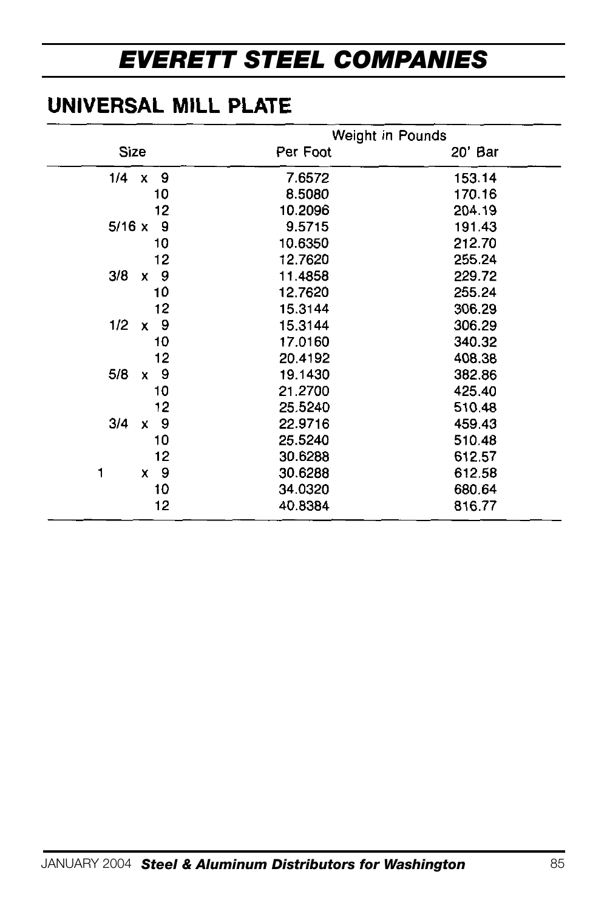# EVERETT STEEL COMPANIES

## UNIVERSAL MILL PLATE

| Size | Weight in Pounds | |
|---|---|---|
| | Per Foot | 20' Bar |
| 1/4 x 9 | 7.6572 | 153.14 |
| 10 | 8.5080 | 170.16 |
| 12 | 10.2096 | 204.19 |
| 5/16 x 9 | 9.5715 | 191.43 |
| 10 | 10.6350 | 212.70 |
| 12 | 12.7620 | 255.24 |
| 3/8 x 9 | 11.4858 | 229.72 |
| 10 | 12.7620 | 255.24 |
| 12 | 15.3144 | 306.29 |
| 1/2 x 9 | 15.3144 | 306.29 |
| 10 | 17.0160 | 340.32 |
| 12 | 20.4192 | 408.38 |
| 5/8 x 9 | 19.1430 | 382.86 |
| 10 | 21.2700 | 425.40 |
| 12 | 25.5240 | 510.48 |
| 3/4 x 9 | 22.9716 | 459.43 |
| 10 | 25.5240 | 510.48 |
| 12 | 30.6288 | 612.57 |
| 1 x 9 | 30.6288 | 612.58 |
| 10 | 34.0320 | 680.64 |
| 12 | 40.8384 | 816.77 |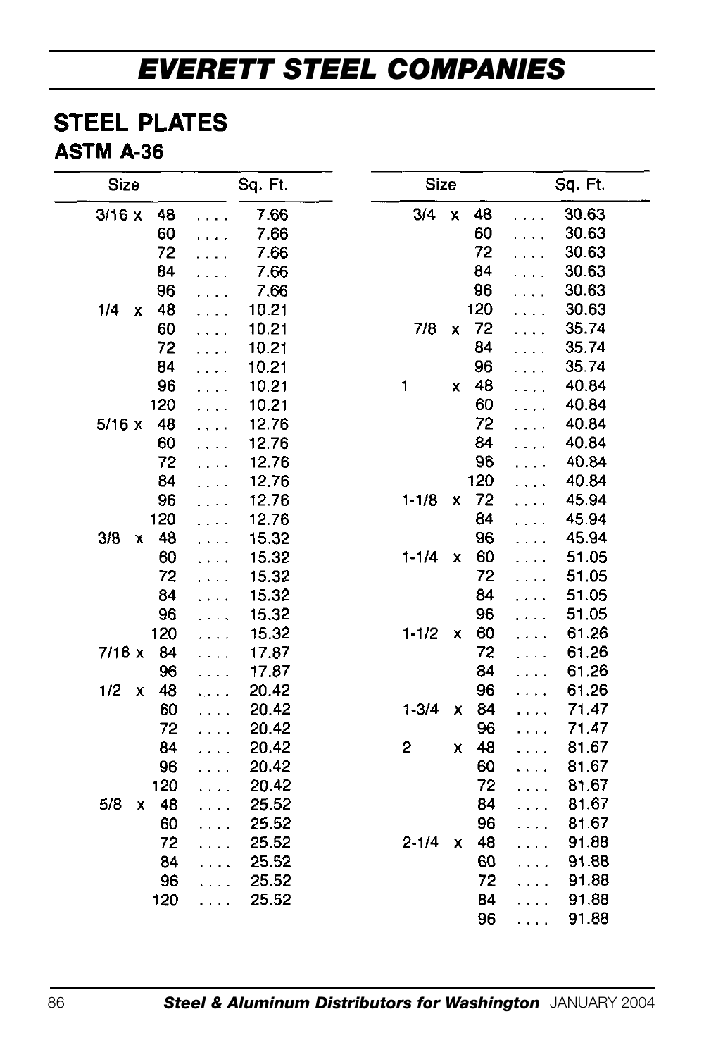# EVERETT STEEL COMPANIES

## STEEL PLATES

### ASTM A-36

| Size | | Sq. Ft. |
|---|---|---|
| 3/16 x | 48 | 7.66 |
| | 60 | 7.66 |
| | 72 | 7.66 |
| | 84 | 7.66 |
| | 96 | 7.66 |
| 1/4 x | 48 | 10.21 |
| | 60 | 10.21 |
| | 72 | 10.21 |
| | 84 | 10.21 |
| | 96 | 10.21 |
| | 120 | 10.21 |
| 5/16 x | 48 | 12.76 |
| | 60 | 12.76 |
| | 72 | 12.76 |
| | 84 | 12.76 |
| | 96 | 12.76 |
| | 120 | 12.76 |
| 3/8 x | 48 | 15.32 |
| | 60 | 15.32 |
| | 72 | 15.32 |
| | 84 | 15.32 |
| | 96 | 15.32 |
| | 120 | 15.32 |
| 7/16 x | 84 | 17.87 |
| | 96 | 17.87 |
| 1/2 x | 48 | 20.42 |
| | 60 | 20.42 |
| | 72 | 20.42 |
| | 84 | 20.42 |
| | 96 | 20.42 |
| | 120 | 20.42 |
| 5/8 x | 48 | 25.52 |
| | 60 | 25.52 |
| | 72 | 25.52 |
| | 84 | 25.52 |
| | 96 | 25.52 |
| | 120 | 25.52 |
| 3/4 x | 48 | 30.63 |
| | 60 | 30.63 |
| | 72 | 30.63 |
| | 84 | 30.63 |
| | 96 | 30.63 |
| | 120 | 30.63 |
| 7/8 x | 72 | 35.74 |
| | 84 | 35.74 |
| | 96 | 35.74 |
| 1 x | 48 | 40.84 |
| | 60 | 40.84 |
| | 72 | 40.84 |
| | 84 | 40.84 |
| | 96 | 40.84 |
| | 120 | 40.84 |
| 1-1/8 x | 72 | 45.94 |
| | 84 | 45.94 |
| | 96 | 45.94 |
| 1-1/4 x | 60 | 51.05 |
| | 72 | 51.05 |
| | 84 | 51.05 |
| | 96 | 51.05 |
| 1-1/2 x | 60 | 61.26 |
| | 72 | 61.26 |
| | 84 | 61.26 |
| | 96 | 61.26 |
| 1-3/4 x | 84 | 71.47 |
| | 96 | 71.47 |
| 2 x | 48 | 81.67 |
| | 60 | 81.67 |
| | 72 | 81.67 |
| | 84 | 81.67 |
| | 96 | 81.67 |
| 2-1/4 x | 48 | 91.88 |
| | 60 | 91.88 |
| | 72 | 91.88 |
| | 84 | 91.88 |
| | 96 | 91.88 |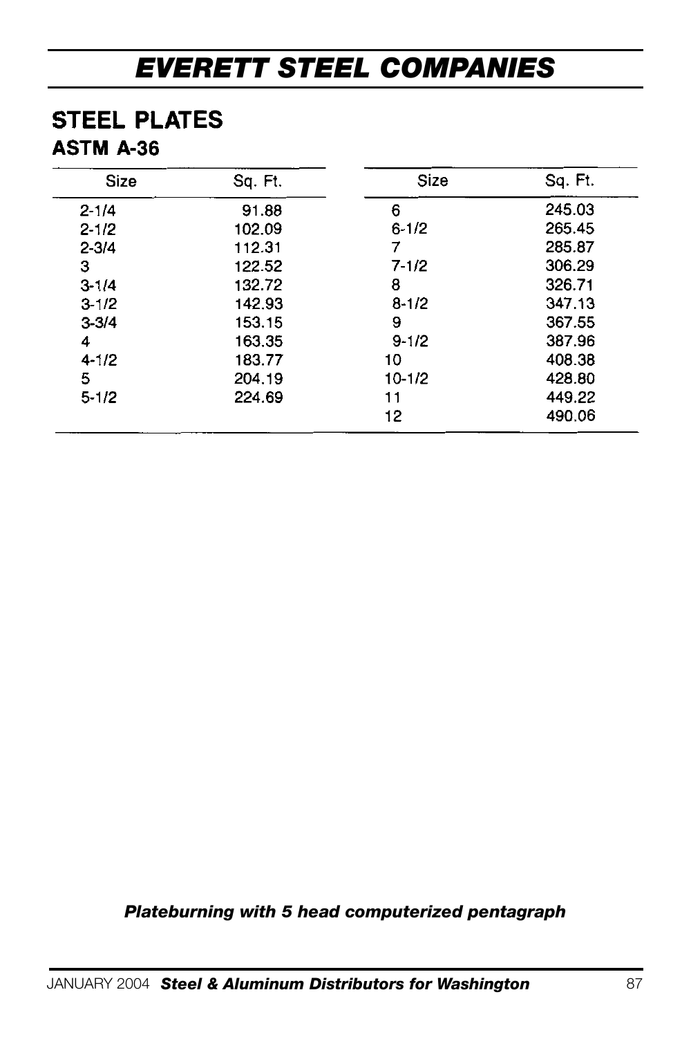# EVERETT STEEL COMPANIES

## STEEL PLATES

### ASTM A-36

| Size | Sq. Ft. |
|---|---|
| 2-1/4 | 91.88 |
| 2-1/2 | 102.09 |
| 2-3/4 | 112.31 |
| 3 | 122.52 |
| 3-1/4 | 132.72 |
| 3-1/2 | 142.93 |
| 3-3/4 | 153.15 |
| 4 | 163.35 |
| 4-1/2 | 183.77 |
| 5 | 204.19 |
| 5-1/2 | 224.69 |

| Size | Sq. Ft. |
|---|---|
| 6 | 245.03 |
| 6-1/2 | 265.45 |
| 7 | 285.87 |
| 7-1/2 | 306.29 |
| 8 | 326.71 |
| 8-1/2 | 347.13 |
| 9 | 367.55 |
| 9-1/2 | 387.96 |
| 10 | 408.38 |
| 10-1/2 | 428.80 |
| 11 | 449.22 |
| 12 | 490.06 |

***Plateburning with 5 head computerized pentagraph***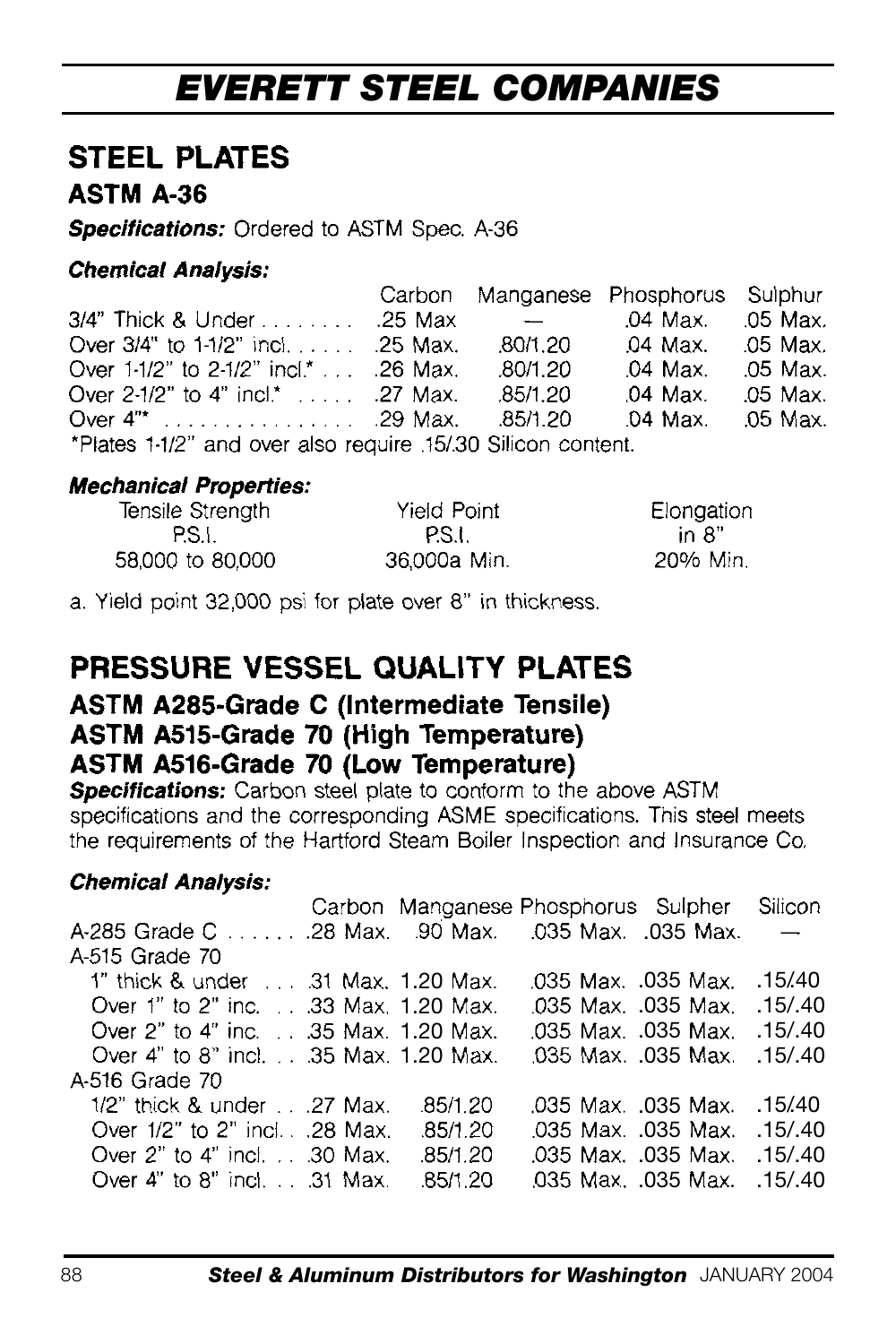# EVERETT STEEL COMPANIES

## STEEL PLATES

### ASTM A-36

***Specifications:*** Ordered to ASTM Spec. A-36

***Chemical Analysis:***

| | Carbon | Manganese | Phosphorus | Sulphur |
|---|---|---|---|---|
| 3/4" Thick & Under | .25 Max | — | .04 Max. | .05 Max. |
| Over 3/4" to 1-1/2" incl. | .25 Max. | .80/1.20 | .04 Max. | .05 Max. |
| Over 1-1/2" to 2-1/2" incl.* | .26 Max. | .80/1.20 | .04 Max. | .05 Max. |
| Over 2-1/2" to 4" incl.* | .27 Max. | .85/1.20 | .04 Max. | .05 Max. |
| Over 4"* | .29 Max. | .85/1.20 | .04 Max. | .05 Max. |

*Plates 1-1/2" and over also require .15/.30 Silicon content.

***Mechanical Properties:***

| Tensile Strength P.S.I. | Yield Point P.S.I. | Elongation in 8" |
|---|---|---|
| 58,000 to 80,000 | 36,000a Min. | 20% Min. |

a. Yield point 32,000 psi for plate over 8" in thickness.

## PRESSURE VESSEL QUALITY PLATES

### ASTM A285-Grade C (Intermediate Tensile)
### ASTM A515-Grade 70 (High Temperature)
### ASTM A516-Grade 70 (Low Temperature)

***Specifications:*** Carbon steel plate to conform to the above ASTM specifications and the corresponding ASME specifications. This steel meets the requirements of the Hartford Steam Boiler Inspection and Insurance Co.

***Chemical Analysis:***

| | Carbon | Manganese | Phosphorus | Sulpher | Silicon |
|---|---|---|---|---|---|
| A-285 Grade C | .28 Max. | .90 Max. | .035 Max. | .035 Max. | — |
| A-515 Grade 70 | | | | | |
| 1" thick & under | .31 Max. | 1.20 Max. | .035 Max. | .035 Max. | .15/.40 |
| Over 1" to 2" inc. | .33 Max. | 1.20 Max. | .035 Max. | .035 Max. | .15/.40 |
| Over 2" to 4" inc. | .35 Max. | 1.20 Max. | .035 Max. | .035 Max. | .15/.40 |
| Over 4" to 8" incl. | .35 Max. | 1.20 Max. | .035 Max. | .035 Max. | .15/.40 |
| A-516 Grade 70 | | | | | |
| 1/2" thick & under | .27 Max. | .85/1.20 | .035 Max. | .035 Max. | .15/.40 |
| Over 1/2" to 2" incl. | .28 Max. | .85/1.20 | .035 Max. | .035 Max. | .15/.40 |
| Over 2" to 4" incl. | .30 Max. | .85/1.20 | .035 Max. | .035 Max. | .15/.40 |
| Over 4" to 8" incl. | .31 Max. | .85/1.20 | .035 Max. | .035 Max. | .15/.40 |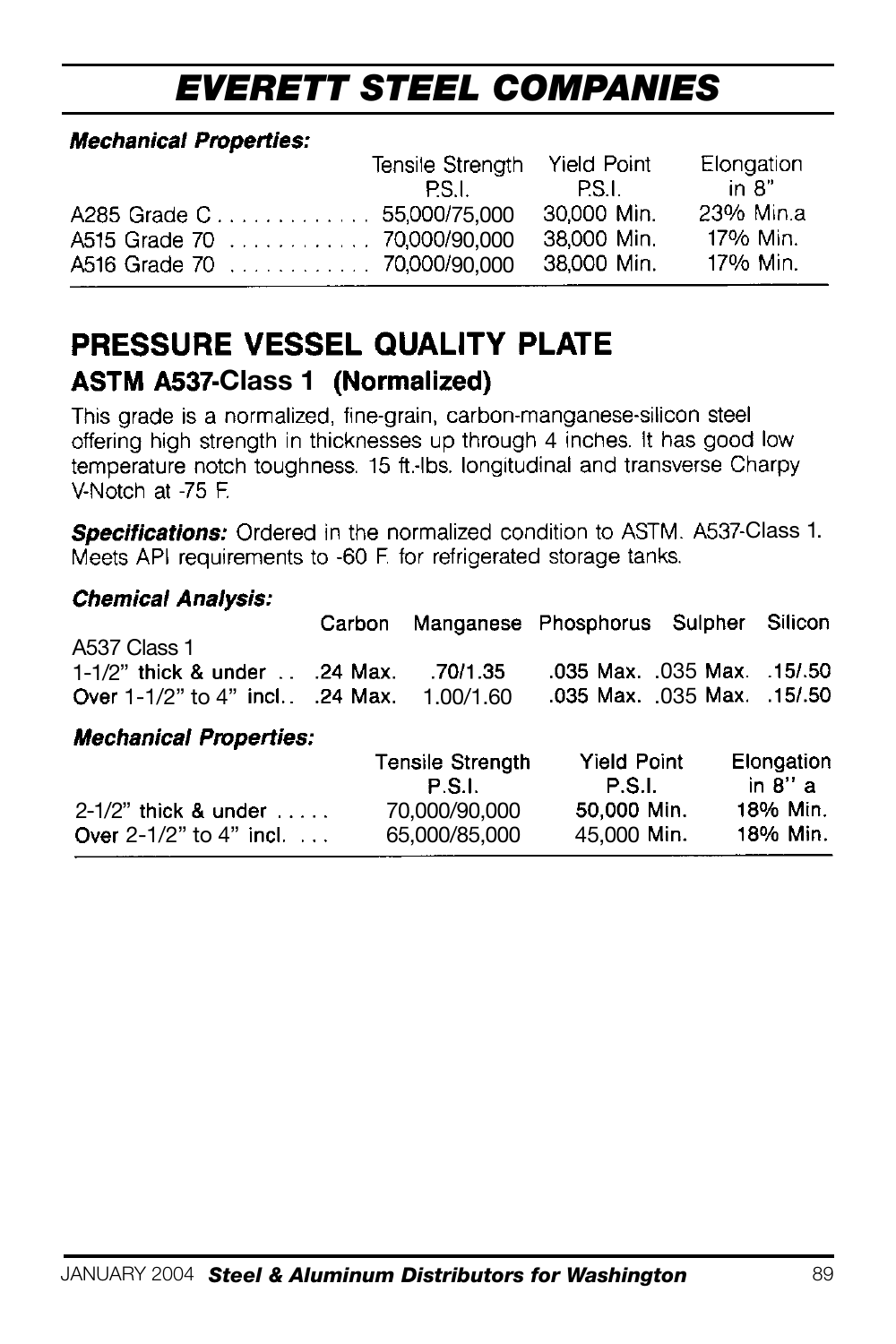# EVERETT STEEL COMPANIES

***Mechanical Properties:***

| | Tensile Strength P.S.I. | Yield Point P.S.I. | Elongation in 8" |
|---|---|---|---|
| A285 Grade C | 55,000/75,000 | 30,000 Min. | 23% Min.a |
| A515 Grade 70 | 70,000/90,000 | 38,000 Min. | 17% Min. |
| A516 Grade 70 | 70,000/90,000 | 38,000 Min. | 17% Min. |

## PRESSURE VESSEL QUALITY PLATE

### ASTM A537-Class 1 (Normalized)

This grade is a normalized, fine-grain, carbon-manganese-silicon steel offering high strength in thicknesses up through 4 inches. It has good low temperature notch toughness. 15 ft.-lbs. longitudinal and transverse Charpy V-Notch at -75 F.

***Specifications:*** Ordered in the normalized condition to ASTM. A537-Class 1. Meets API requirements to -60 F. for refrigerated storage tanks.

***Chemical Analysis:***

| | Carbon | Manganese | Phosphorus | Sulpher | Silicon |
|---|---|---|---|---|---|
| A537 Class 1 | | | | | |
| 1-1/2" thick & under | .24 Max. | .70/1.35 | .035 Max. | .035 Max. | .15/.50 |
| Over 1-1/2" to 4" incl. | .24 Max. | 1.00/1.60 | .035 Max. | .035 Max. | .15/.50 |

***Mechanical Properties:***

| | Tensile Strength P.S.I. | Yield Point P.S.I. | Elongation in 8" a |
|---|---|---|---|
| 2-1/2" thick & under | 70,000/90,000 | 50,000 Min. | 18% Min. |
| Over 2-1/2" to 4" incl. | 65,000/85,000 | 45,000 Min. | 18% Min. |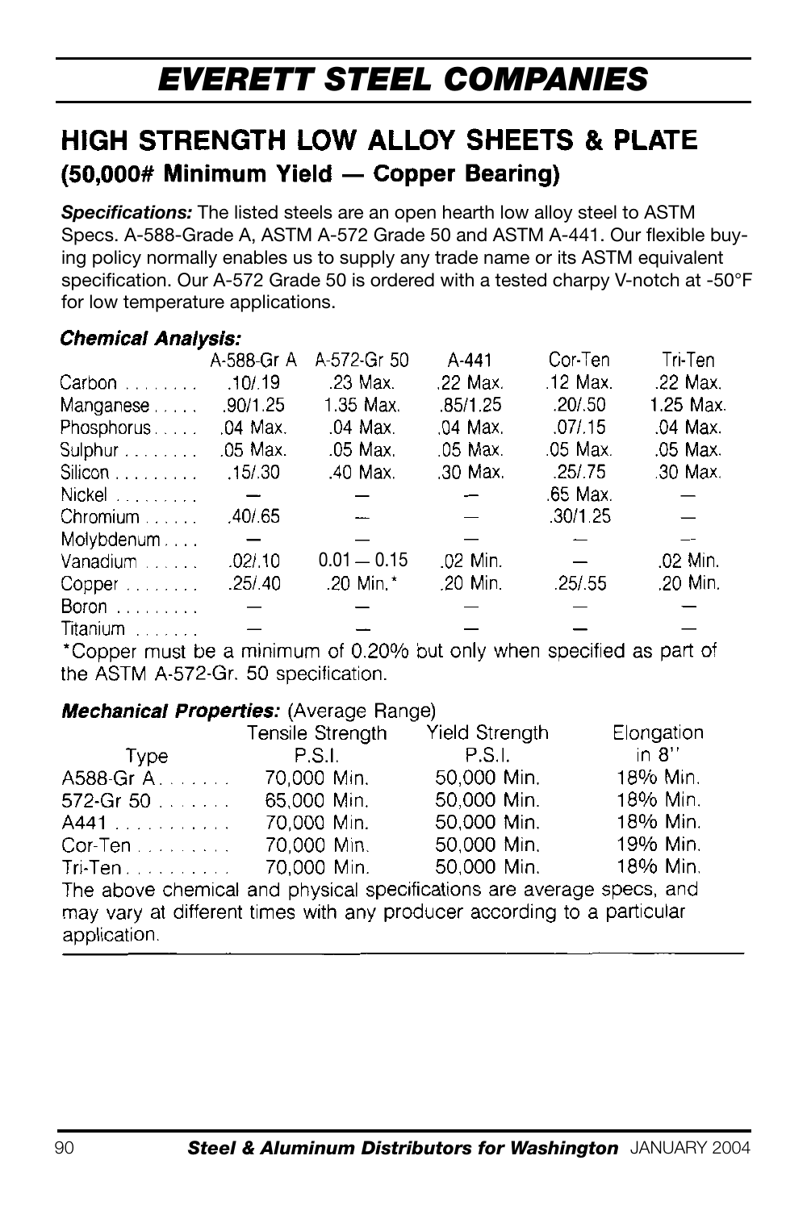# EVERETT STEEL COMPANIES

## HIGH STRENGTH LOW ALLOY SHEETS & PLATE

### (50,000# Minimum Yield — Copper Bearing)

***Specifications:*** The listed steels are an open hearth low alloy steel to ASTM Specs. A-588-Grade A, ASTM A-572 Grade 50 and ASTM A-441. Our flexible buying policy normally enables us to supply any trade name or its ASTM equivalent specification. Our A-572 Grade 50 is ordered with a tested charpy V-notch at -50°F for low temperature applications.

***Chemical Analysis:***

| | A-588-Gr A | A-572-Gr 50 | A-441 | Cor-Ten | Tri-Ten |
|---|---|---|---|---|---|
| Carbon | .10/.19 | .23 Max. | .22 Max. | .12 Max. | .22 Max. |
| Manganese | .90/1.25 | 1.35 Max. | .85/1.25 | .20/.50 | 1.25 Max. |
| Phosphorus | .04 Max. | .04 Max. | .04 Max. | .07/.15 | .04 Max. |
| Sulphur | .05 Max. | .05 Max. | .05 Max. | .05 Max. | .05 Max. |
| Silicon | .15/.30 | .40 Max. | .30 Max. | .25/.75 | .30 Max. |
| Nickel | — | — | — | .65 Max. | — |
| Chromium | .40/.65 | — | — | .30/1.25 | — |
| Molybdenum | — | — | — | — | — |
| Vanadium | .02/.10 | 0.01 — 0.15 | .02 Min. | — | .02 Min. |
| Copper | .25/.40 | .20 Min.* | .20 Min. | .25/.55 | .20 Min. |
| Boron | — | — | — | — | — |
| Titanium | — | — | — | — | — |

*Copper must be a minimum of 0.20% but only when specified as part of the ASTM A-572-Gr. 50 specification.

***Mechanical Properties:*** (Average Range)

| Type | Tensile Strength P.S.I. | Yield Strength P.S.I. | Elongation in 8" |
|---|---|---|---|
| A588-Gr A | 70,000 Min. | 50,000 Min. | 18% Min. |
| 572-Gr 50 | 65,000 Min. | 50,000 Min. | 18% Min. |
| A441 | 70,000 Min. | 50,000 Min. | 18% Min. |
| Cor-Ten | 70,000 Min. | 50,000 Min. | 19% Min. |
| Tri-Ten | 70,000 Min. | 50,000 Min. | 18% Min. |

The above chemical and physical specifications are average specs, and may vary at different times with any producer according to a particular application.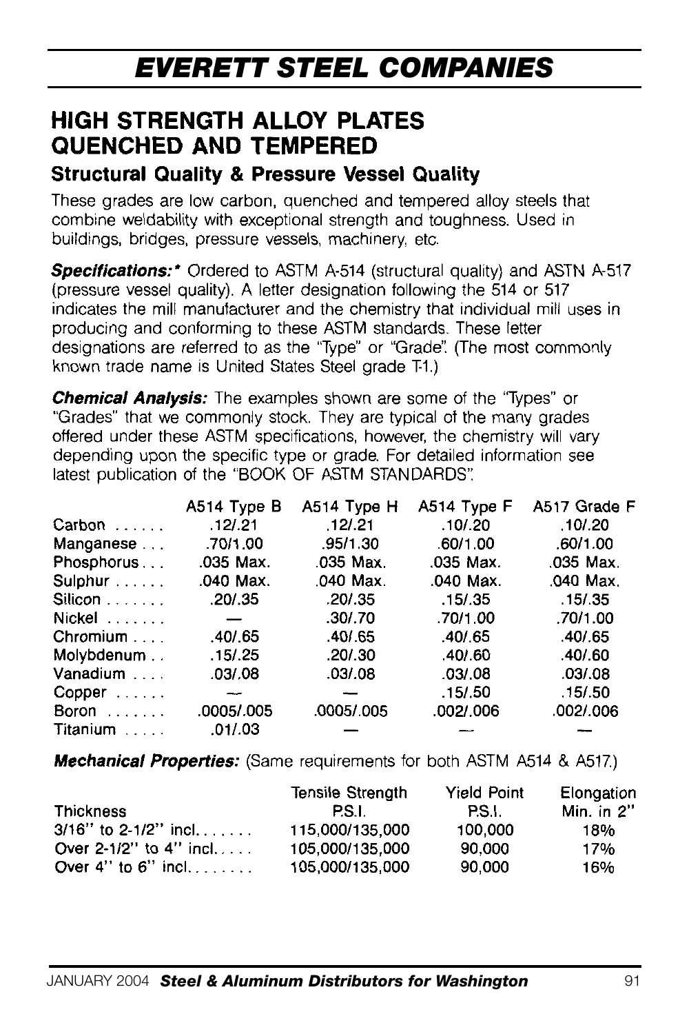# EVERETT STEEL COMPANIES

## HIGH STRENGTH ALLOY PLATES QUENCHED AND TEMPERED

### Structural Quality & Pressure Vessel Quality

These grades are low carbon, quenched and tempered alloy steels that combine weldability with exceptional strength and toughness. Used in buildings, bridges, pressure vessels, machinery, etc.

***Specifications:**** Ordered to ASTM A-514 (structural quality) and ASTN A-517 (pressure vessel quality). A letter designation following the 514 or 517 indicates the mill manufacturer and the chemistry that individual mill uses in producing and conforming to these ASTM standards. These letter designations are referred to as the "Type" or "Grade". (The most commonly known trade name is United States Steel grade T-1.)

***Chemical Analysis:*** The examples shown are some of the "Types" or "Grades" that we commonly stock. They are typical of the many grades offered under these ASTM specifications, however, the chemistry will vary depending upon the specific type or grade. For detailed information see latest publication of the "BOOK OF ASTM STANDARDS".

| | A514 Type B | A514 Type H | A514 Type F | A517 Grade F |
|---|---|---|---|---|
| Carbon | .12/.21 | .12/.21 | .10/.20 | .10/.20 |
| Manganese | .70/1.00 | .95/1.30 | .60/1.00 | .60/1.00 |
| Phosphorus | .035 Max. | .035 Max. | .035 Max. | .035 Max. |
| Sulphur | .040 Max. | .040 Max. | .040 Max. | .040 Max. |
| Silicon | .20/.35 | .20/.35 | .15/.35 | .15/.35 |
| Nickel | — | .30/.70 | .70/1.00 | .70/1.00 |
| Chromium | .40/.65 | .40/.65 | .40/.65 | .40/.65 |
| Molybdenum | .15/.25 | .20/.30 | .40/.60 | .40/.60 |
| Vanadium | .03/.08 | .03/.08 | .03/.08 | .03/.08 |
| Copper | — | — | .15/.50 | .15/.50 |
| Boron | .0005/.005 | .0005/.005 | .002/.006 | .002/.006 |
| Titanium | .01/.03 | — | — | — |

***Mechanical Properties:*** (Same requirements for both ASTM A514 & A517.)

| Thickness | Tensile Strength P.S.I. | Yield Point P.S.I. | Elongation Min. in 2" |
|---|---|---|---|
| 3/16" to 2-1/2" incl. | 115,000/135,000 | 100,000 | 18% |
| Over 2-1/2" to 4" incl. | 105,000/135,000 | 90,000 | 17% |
| Over 4" to 6" incl. | 105,000/135,000 | 90,000 | 16% |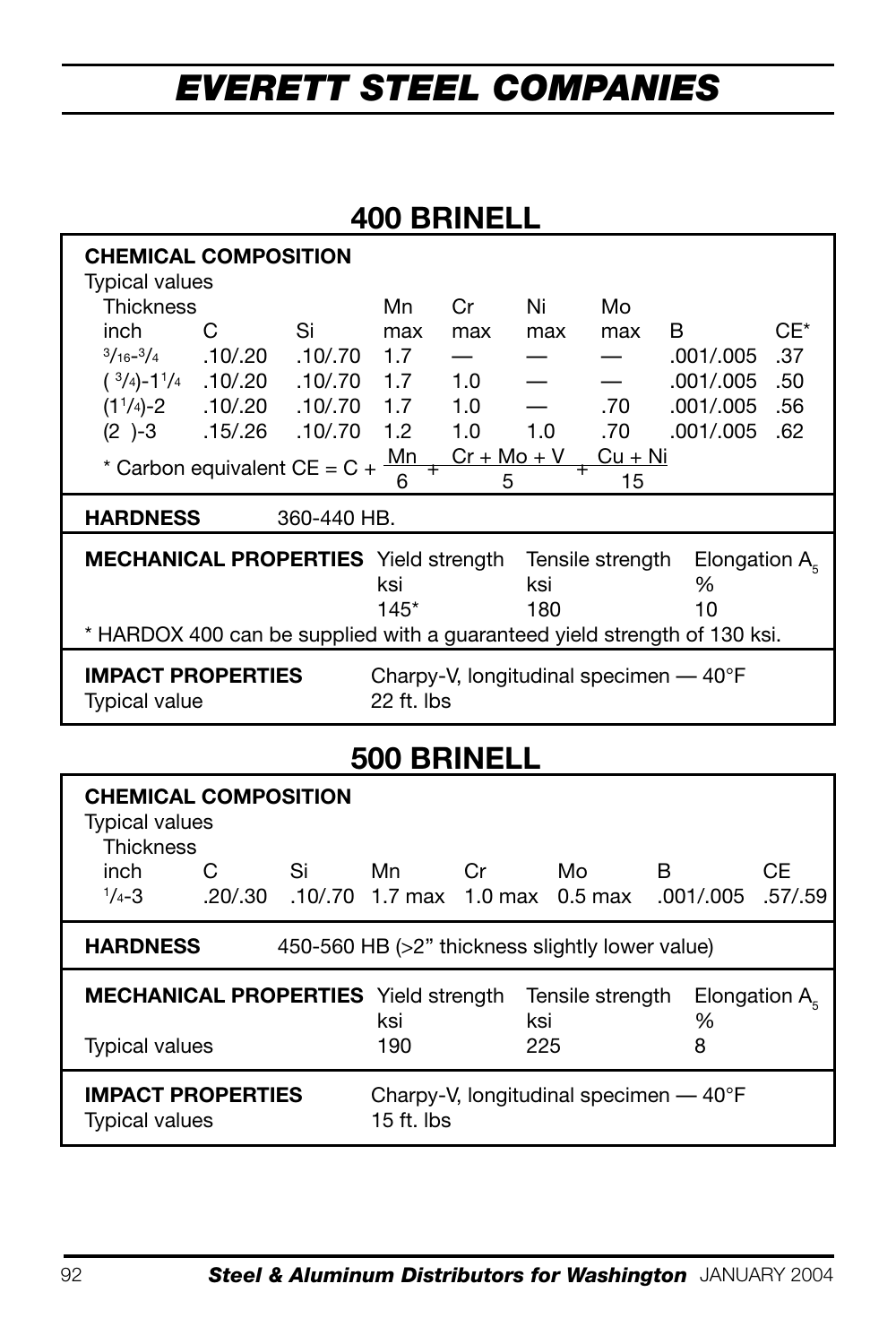# EVERETT STEEL COMPANIES

## 400 BRINELL

**CHEMICAL COMPOSITION**

Typical values

| Thickness inch | C | Si | Mn max | Cr max | Ni max | Mo max | B | CE* |
|---|---|---|---|---|---|---|---|---|
| 3/16-3/4 | .10/.20 | .10/.70 | 1.7 | — | — | — | .001/.005 | .37 |
| (3/4)-1 1/4 | .10/.20 | .10/.70 | 1.7 | 1.0 | — | — | .001/.005 | .50 |
| (1 1/4)-2 | .10/.20 | .10/.70 | 1.7 | 1.0 | — | .70 | .001/.005 | .56 |
| (2 )-3 | .15/.26 | .10/.70 | 1.2 | 1.0 | 1.0 | .70 | .001/.005 | .62 |

* Carbon equivalent $CE = C + \frac{Mn}{6} + \frac{Cr + Mo + V}{5} + \frac{Cu + Ni}{15}$

**HARDNESS** 360-440 HB.

**MECHANICAL PROPERTIES**

| Yield strength ksi | Tensile strength ksi | Elongation $A_5$ % |
|---|---|---|
| 145* | 180 | 10 |

* HARDOX 400 can be supplied with a guaranteed yield strength of 130 ksi.

**IMPACT PROPERTIES** Charpy-V, longitudinal specimen — 40°F

Typical value 22 ft. lbs

## 500 BRINELL

**CHEMICAL COMPOSITION**

Typical values

| Thickness inch | C | Si | Mn | Cr | Mo | B | CE |
|---|---|---|---|---|---|---|---|
| 1/4-3 | .20/.30 | .10/.70 | 1.7 max | 1.0 max | 0.5 max | .001/.005 | .57/.59 |

**HARDNESS** 450-560 HB (>2" thickness slightly lower value)

**MECHANICAL PROPERTIES**

| | Yield strength ksi | Tensile strength ksi | Elongation $A_5$ % |
|---|---|---|---|
| Typical values | 190 | 225 | 8 |

**IMPACT PROPERTIES** Charpy-V, longitudinal specimen — 40°F

Typical values 15 ft. lbs

***Steel & Aluminum Distributors for Washington*** JANUARY 2004